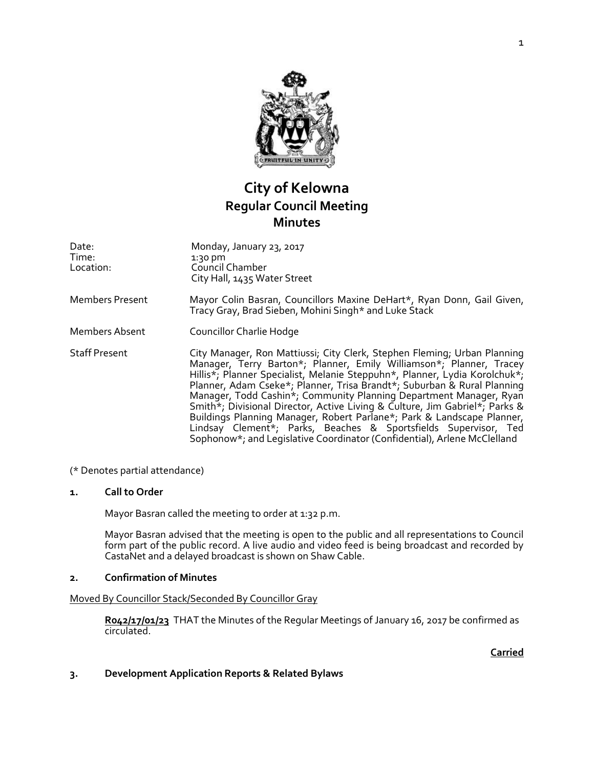# City of Kelowna
## Regular Council Meeting
## Minutes

| | |
|---|---|
| Date: | Monday, January 23, 2017 |
| Time: | 1:30 pm |
| Location: | Council Chamber<br>City Hall, 1435 Water Street |
| Members Present | Mayor Colin Basran, Councillors Maxine DeHart*, Ryan Donn, Gail Given, Tracy Gray, Brad Sieben, Mohini Singh* and Luke Stack |
| Members Absent | Councillor Charlie Hodge |
| Staff Present | City Manager, Ron Mattiussi; City Clerk, Stephen Fleming; Urban Planning Manager, Terry Barton*; Planner, Emily Williamson*; Planner, Tracey Hillis*; Planner Specialist, Melanie Steppuhn*, Planner, Lydia Korolchuk*; Planner, Adam Cseke*; Planner, Trisa Brandt*; Suburban & Rural Planning Manager, Todd Cashin*; Community Planning Department Manager, Ryan Smith*; Divisional Director, Active Living & Culture, Jim Gabriel*; Parks & Buildings Planning Manager, Robert Parlane*; Park & Landscape Planner, Lindsay Clement*; Parks, Beaches & Sportsfields Supervisor, Ted Sophonow*; and Legislative Coordinator (Confidential), Arlene McClelland |

(* Denotes partial attendance)

### 1. Call to Order

Mayor Basran called the meeting to order at 1:32 p.m.

Mayor Basran advised that the meeting is open to the public and all representations to Council form part of the public record. A live audio and video feed is being broadcast and recorded by CastaNet and a delayed broadcast is shown on Shaw Cable.

### 2. Confirmation of Minutes

Moved By Councillor Stack/Seconded By Councillor Gray

**R042/17/01/23** THAT the Minutes of the Regular Meetings of January 16, 2017 be confirmed as circulated.

**Carried**

### 3. Development Application Reports & Related Bylaws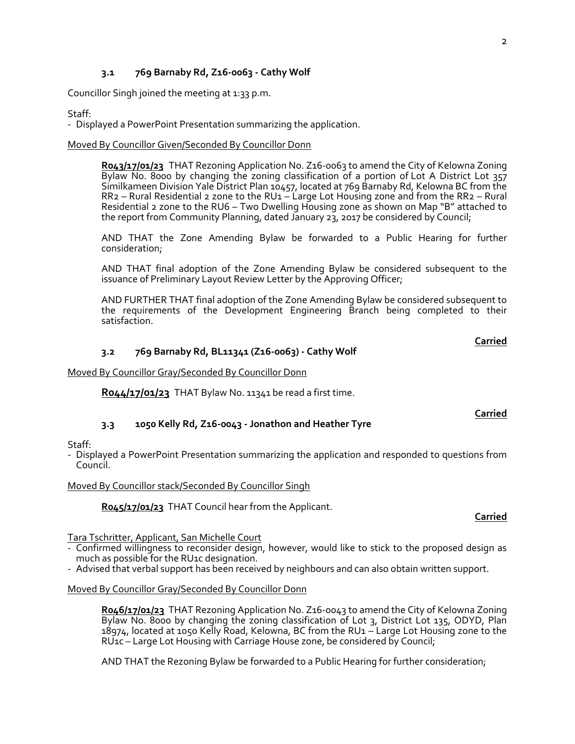### 3.1 769 Barnaby Rd, Z16-0063 - Cathy Wolf

Councillor Singh joined the meeting at 1:33 p.m.

Staff:
- Displayed a PowerPoint Presentation summarizing the application.

Moved By Councillor Given/Seconded By Councillor Donn

**R043/17/01/23** THAT Rezoning Application No. Z16-0063 to amend the City of Kelowna Zoning Bylaw No. 8000 by changing the zoning classification of a portion of Lot A District Lot 357 Similkameen Division Yale District Plan 10457, located at 769 Barnaby Rd, Kelowna BC from the RR2 – Rural Residential 2 zone to the RU1 – Large Lot Housing zone and from the RR2 – Rural Residential 2 zone to the RU6 – Two Dwelling Housing zone as shown on Map "B" attached to the report from Community Planning, dated January 23, 2017 be considered by Council;

AND THAT the Zone Amending Bylaw be forwarded to a Public Hearing for further consideration;

AND THAT final adoption of the Zone Amending Bylaw be considered subsequent to the issuance of Preliminary Layout Review Letter by the Approving Officer;

AND FURTHER THAT final adoption of the Zone Amending Bylaw be considered subsequent to the requirements of the Development Engineering Branch being completed to their satisfaction.

**Carried**

### 3.2 769 Barnaby Rd, BL11341 (Z16-0063) - Cathy Wolf

Moved By Councillor Gray/Seconded By Councillor Donn

**R044/17/01/23** THAT Bylaw No. 11341 be read a first time.

**Carried**

### 3.3 1050 Kelly Rd, Z16-0043 - Jonathon and Heather Tyre

Staff:
- Displayed a PowerPoint Presentation summarizing the application and responded to questions from Council.

Moved By Councillor stack/Seconded By Councillor Singh

**R045/17/01/23** THAT Council hear from the Applicant.

**Carried**

Tara Tschritter, Applicant, San Michelle Court
- Confirmed willingness to reconsider design, however, would like to stick to the proposed design as much as possible for the RU1c designation.
- Advised that verbal support has been received by neighbours and can also obtain written support.

Moved By Councillor Gray/Seconded By Councillor Donn

**R046/17/01/23** THAT Rezoning Application No. Z16-0043 to amend the City of Kelowna Zoning Bylaw No. 8000 by changing the zoning classification of Lot 3, District Lot 135, ODYD, Plan 18974, located at 1050 Kelly Road, Kelowna, BC from the RU1 – Large Lot Housing zone to the RU1c – Large Lot Housing with Carriage House zone, be considered by Council;

AND THAT the Rezoning Bylaw be forwarded to a Public Hearing for further consideration;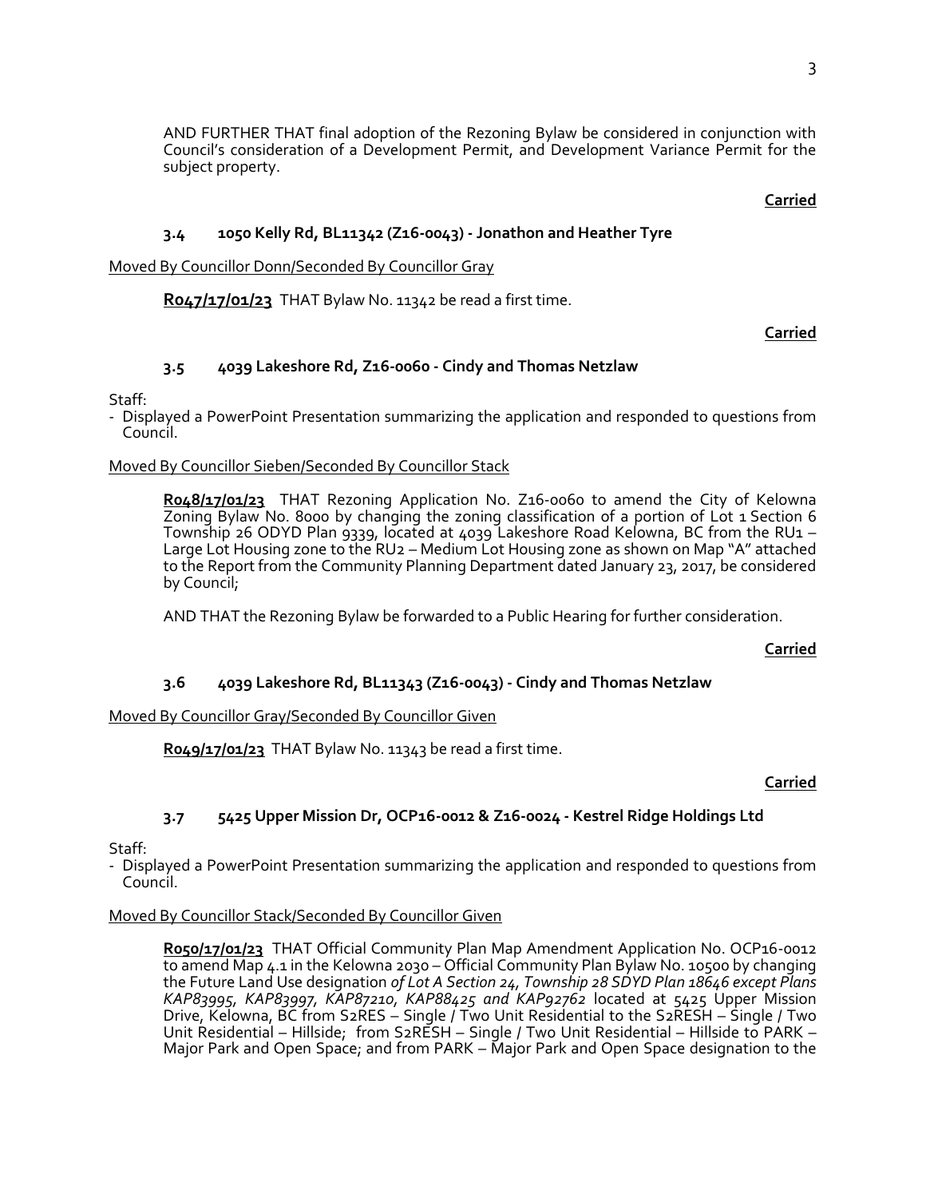AND FURTHER THAT final adoption of the Rezoning Bylaw be considered in conjunction with Council's consideration of a Development Permit, and Development Variance Permit for the subject property.

**Carried**

### 3.4 1050 Kelly Rd, BL11342 (Z16-0043) - Jonathon and Heather Tyre

Moved By Councillor Donn/Seconded By Councillor Gray

**R047/17/01/23** THAT Bylaw No. 11342 be read a first time.

**Carried**

### 3.5 4039 Lakeshore Rd, Z16-0060 - Cindy and Thomas Netzlaw

Staff:
- Displayed a PowerPoint Presentation summarizing the application and responded to questions from Council.

Moved By Councillor Sieben/Seconded By Councillor Stack

**R048/17/01/23** THAT Rezoning Application No. Z16-0060 to amend the City of Kelowna Zoning Bylaw No. 8000 by changing the zoning classification of a portion of Lot 1 Section 6 Township 26 ODYD Plan 9339, located at 4039 Lakeshore Road Kelowna, BC from the RU1 – Large Lot Housing zone to the RU2 – Medium Lot Housing zone as shown on Map "A" attached to the Report from the Community Planning Department dated January 23, 2017, be considered by Council;

AND THAT the Rezoning Bylaw be forwarded to a Public Hearing for further consideration.

**Carried**

### 3.6 4039 Lakeshore Rd, BL11343 (Z16-0043) - Cindy and Thomas Netzlaw

Moved By Councillor Gray/Seconded By Councillor Given

**R049/17/01/23** THAT Bylaw No. 11343 be read a first time.

**Carried**

### 3.7 5425 Upper Mission Dr, OCP16-0012 & Z16-0024 - Kestrel Ridge Holdings Ltd

Staff:
- Displayed a PowerPoint Presentation summarizing the application and responded to questions from Council.

Moved By Councillor Stack/Seconded By Councillor Given

**R050/17/01/23** THAT Official Community Plan Map Amendment Application No. OCP16-0012 to amend Map 4.1 in the Kelowna 2030 – Official Community Plan Bylaw No. 10500 by changing the Future Land Use designation *of Lot A Section 24, Township 28 SDYD Plan 18646 except Plans KAP83995, KAP83997, KAP87210, KAP88425 and KAP92762* located at 5425 Upper Mission Drive, Kelowna, BC from S2RES – Single / Two Unit Residential to the S2RESH – Single / Two Unit Residential – Hillside; from S2RESH – Single / Two Unit Residential – Hillside to PARK – Major Park and Open Space; and from PARK – Major Park and Open Space designation to the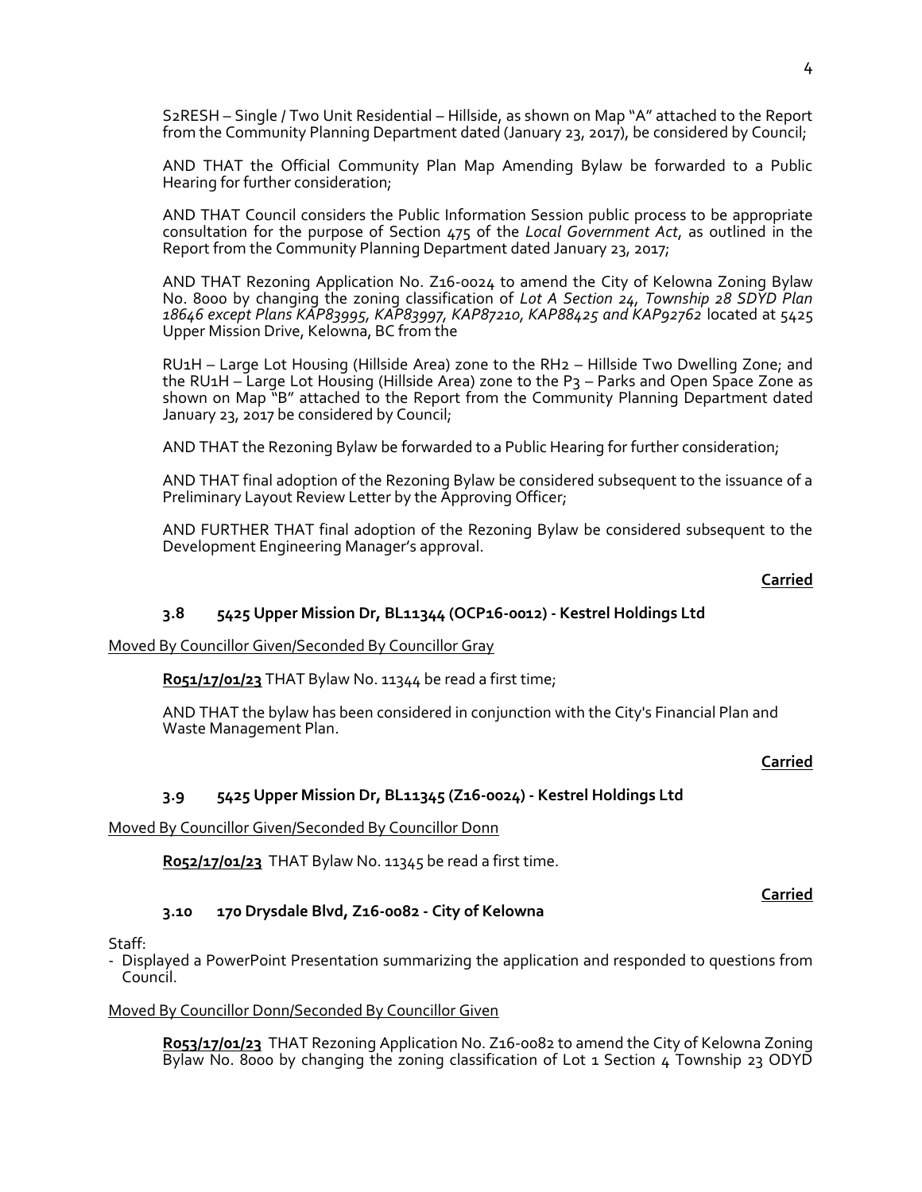S2RESH – Single / Two Unit Residential – Hillside, as shown on Map "A" attached to the Report from the Community Planning Department dated (January 23, 2017), be considered by Council;

AND THAT the Official Community Plan Map Amending Bylaw be forwarded to a Public Hearing for further consideration;

AND THAT Council considers the Public Information Session public process to be appropriate consultation for the purpose of Section 475 of the *Local Government Act*, as outlined in the Report from the Community Planning Department dated January 23, 2017;

AND THAT Rezoning Application No. Z16-0024 to amend the City of Kelowna Zoning Bylaw No. 8000 by changing the zoning classification of *Lot A Section 24, Township 28 SDYD Plan 18646 except Plans KAP83995, KAP83997, KAP87210, KAP88425 and KAP92762* located at 5425 Upper Mission Drive, Kelowna, BC from the

RU1H – Large Lot Housing (Hillside Area) zone to the RH2 – Hillside Two Dwelling Zone; and the RU1H – Large Lot Housing (Hillside Area) zone to the P3 – Parks and Open Space Zone as shown on Map "B" attached to the Report from the Community Planning Department dated January 23, 2017 be considered by Council;

AND THAT the Rezoning Bylaw be forwarded to a Public Hearing for further consideration;

AND THAT final adoption of the Rezoning Bylaw be considered subsequent to the issuance of a Preliminary Layout Review Letter by the Approving Officer;

AND FURTHER THAT final adoption of the Rezoning Bylaw be considered subsequent to the Development Engineering Manager's approval.

**Carried**

### 3.8 5425 Upper Mission Dr, BL11344 (OCP16-0012) - Kestrel Holdings Ltd

Moved By Councillor Given/Seconded By Councillor Gray

**R051/17/01/23** THAT Bylaw No. 11344 be read a first time;

AND THAT the bylaw has been considered in conjunction with the City's Financial Plan and Waste Management Plan.

**Carried**

### 3.9 5425 Upper Mission Dr, BL11345 (Z16-0024) - Kestrel Holdings Ltd

Moved By Councillor Given/Seconded By Councillor Donn

**R052/17/01/23** THAT Bylaw No. 11345 be read a first time.

**Carried**

### 3.10 170 Drysdale Blvd, Z16-0082 - City of Kelowna

Staff:
- Displayed a PowerPoint Presentation summarizing the application and responded to questions from Council.

Moved By Councillor Donn/Seconded By Councillor Given

**R053/17/01/23** THAT Rezoning Application No. Z16-0082 to amend the City of Kelowna Zoning Bylaw No. 8000 by changing the zoning classification of Lot 1 Section 4 Township 23 ODYD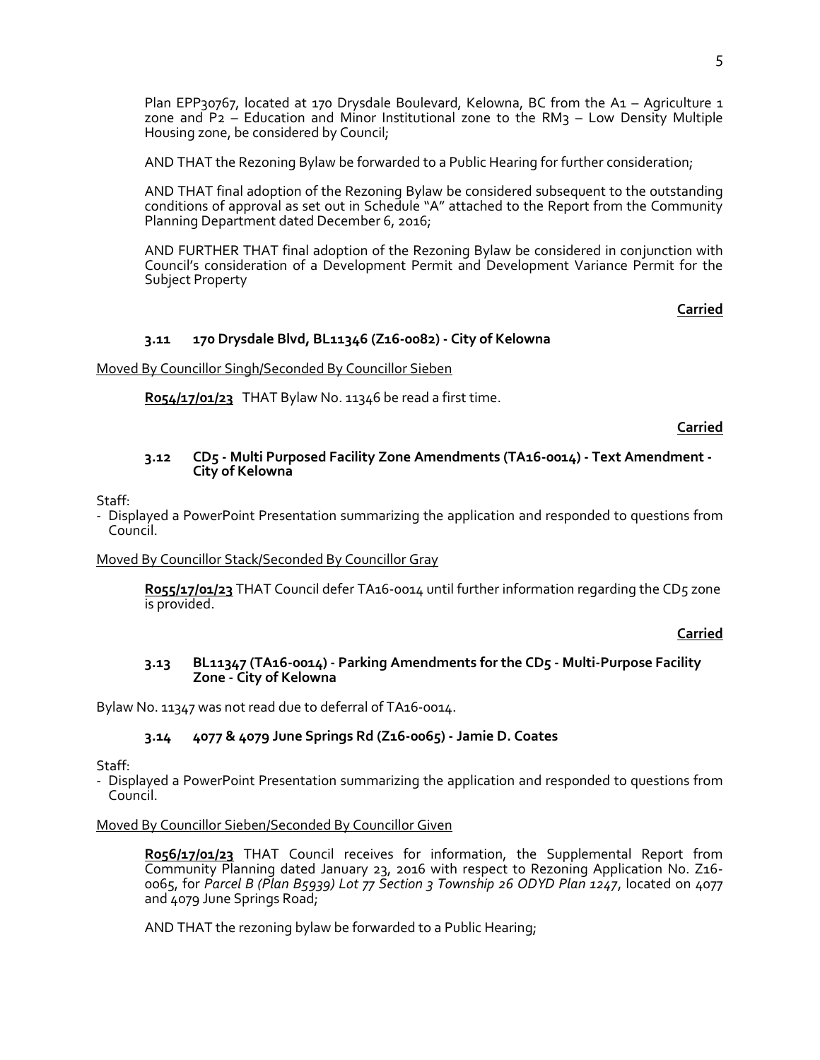Plan EPP30767, located at 170 Drysdale Boulevard, Kelowna, BC from the A1 – Agriculture 1 zone and P2 – Education and Minor Institutional zone to the RM3 – Low Density Multiple Housing zone, be considered by Council;

AND THAT the Rezoning Bylaw be forwarded to a Public Hearing for further consideration;

AND THAT final adoption of the Rezoning Bylaw be considered subsequent to the outstanding conditions of approval as set out in Schedule "A" attached to the Report from the Community Planning Department dated December 6, 2016;

AND FURTHER THAT final adoption of the Rezoning Bylaw be considered in conjunction with Council's consideration of a Development Permit and Development Variance Permit for the Subject Property

**Carried**

### 3.11 170 Drysdale Blvd, BL11346 (Z16-0082) - City of Kelowna

Moved By Councillor Singh/Seconded By Councillor Sieben

**R054/17/01/23** THAT Bylaw No. 11346 be read a first time.

**Carried**

### 3.12 CD5 - Multi Purposed Facility Zone Amendments (TA16-0014) - Text Amendment - City of Kelowna

Staff:
- Displayed a PowerPoint Presentation summarizing the application and responded to questions from Council.

Moved By Councillor Stack/Seconded By Councillor Gray

**R055/17/01/23** THAT Council defer TA16-0014 until further information regarding the CD5 zone is provided.

**Carried**

### 3.13 BL11347 (TA16-0014) - Parking Amendments for the CD5 - Multi-Purpose Facility Zone - City of Kelowna

Bylaw No. 11347 was not read due to deferral of TA16-0014.

### 3.14 4077 & 4079 June Springs Rd (Z16-0065) - Jamie D. Coates

Staff:
- Displayed a PowerPoint Presentation summarizing the application and responded to questions from Council.

Moved By Councillor Sieben/Seconded By Councillor Given

**R056/17/01/23** THAT Council receives for information, the Supplemental Report from Community Planning dated January 23, 2016 with respect to Rezoning Application No. Z16-0065, for *Parcel B (Plan B5939) Lot 77 Section 3 Township 26 ODYD Plan 1247*, located on 4077 and 4079 June Springs Road;

AND THAT the rezoning bylaw be forwarded to a Public Hearing;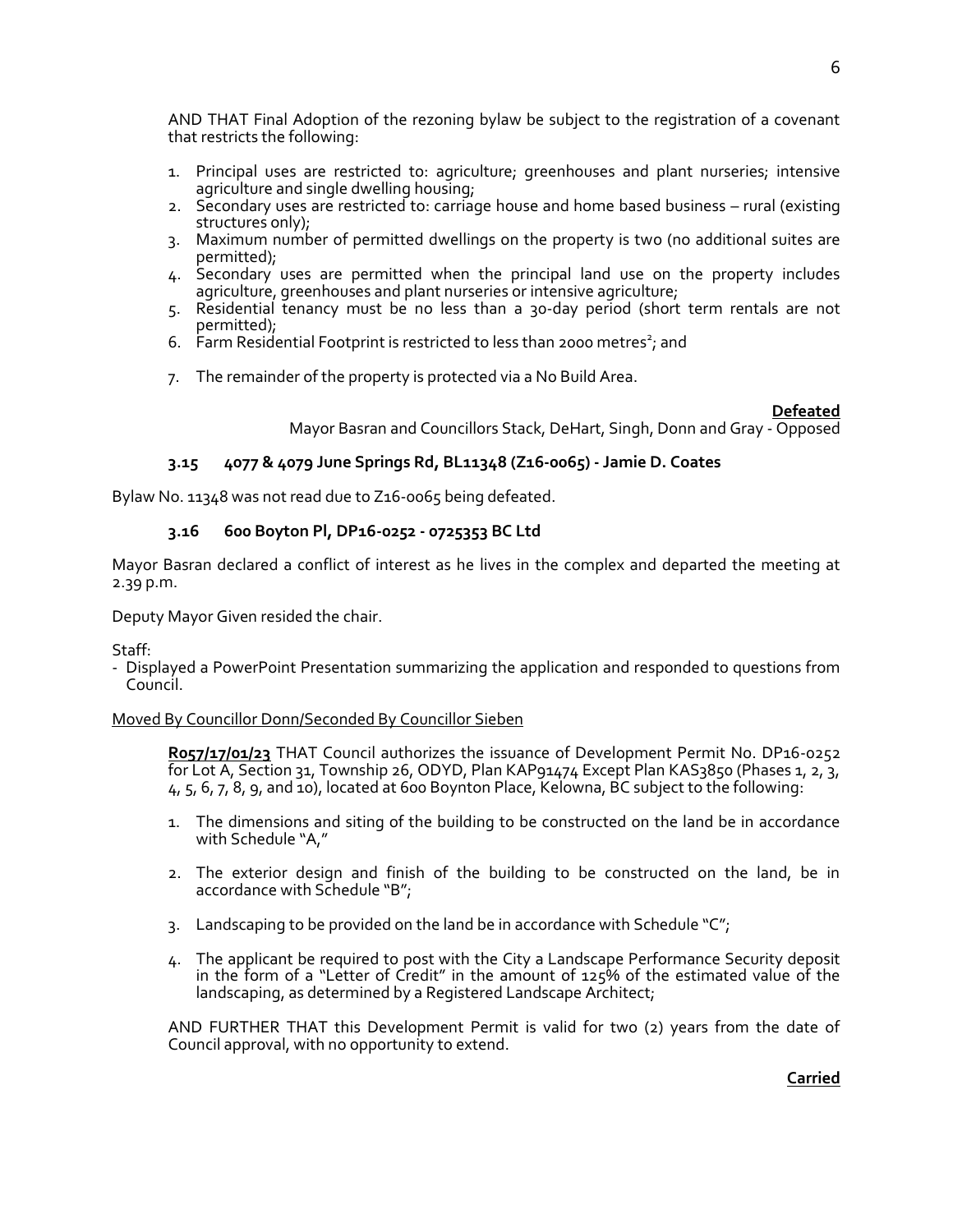AND THAT Final Adoption of the rezoning bylaw be subject to the registration of a covenant that restricts the following:

1. Principal uses are restricted to: agriculture; greenhouses and plant nurseries; intensive agriculture and single dwelling housing;
2. Secondary uses are restricted to: carriage house and home based business – rural (existing structures only);
3. Maximum number of permitted dwellings on the property is two (no additional suites are permitted);
4. Secondary uses are permitted when the principal land use on the property includes agriculture, greenhouses and plant nurseries or intensive agriculture;
5. Residential tenancy must be no less than a 30-day period (short term rentals are not permitted);
6. Farm Residential Footprint is restricted to less than 2000 metres$^2$; and
7. The remainder of the property is protected via a No Build Area.

**Defeated**

Mayor Basran and Councillors Stack, DeHart, Singh, Donn and Gray - Opposed

### 3.15 4077 & 4079 June Springs Rd, BL11348 (Z16-0065) - Jamie D. Coates

Bylaw No. 11348 was not read due to Z16-0065 being defeated.

### 3.16 600 Boyton Pl, DP16-0252 - 0725353 BC Ltd

Mayor Basran declared a conflict of interest as he lives in the complex and departed the meeting at 2.39 p.m.

Deputy Mayor Given resided the chair.

Staff:
- Displayed a PowerPoint Presentation summarizing the application and responded to questions from Council.

Moved By Councillor Donn/Seconded By Councillor Sieben

**R057/17/01/23** THAT Council authorizes the issuance of Development Permit No. DP16-0252 for Lot A, Section 31, Township 26, ODYD, Plan KAP91474 Except Plan KAS3850 (Phases 1, 2, 3, 4, 5, 6, 7, 8, 9, and 10), located at 600 Boynton Place, Kelowna, BC subject to the following:

1. The dimensions and siting of the building to be constructed on the land be in accordance with Schedule "A,"
2. The exterior design and finish of the building to be constructed on the land, be in accordance with Schedule "B";
3. Landscaping to be provided on the land be in accordance with Schedule "C";
4. The applicant be required to post with the City a Landscape Performance Security deposit in the form of a "Letter of Credit" in the amount of 125% of the estimated value of the landscaping, as determined by a Registered Landscape Architect;

AND FURTHER THAT this Development Permit is valid for two (2) years from the date of Council approval, with no opportunity to extend.

**Carried**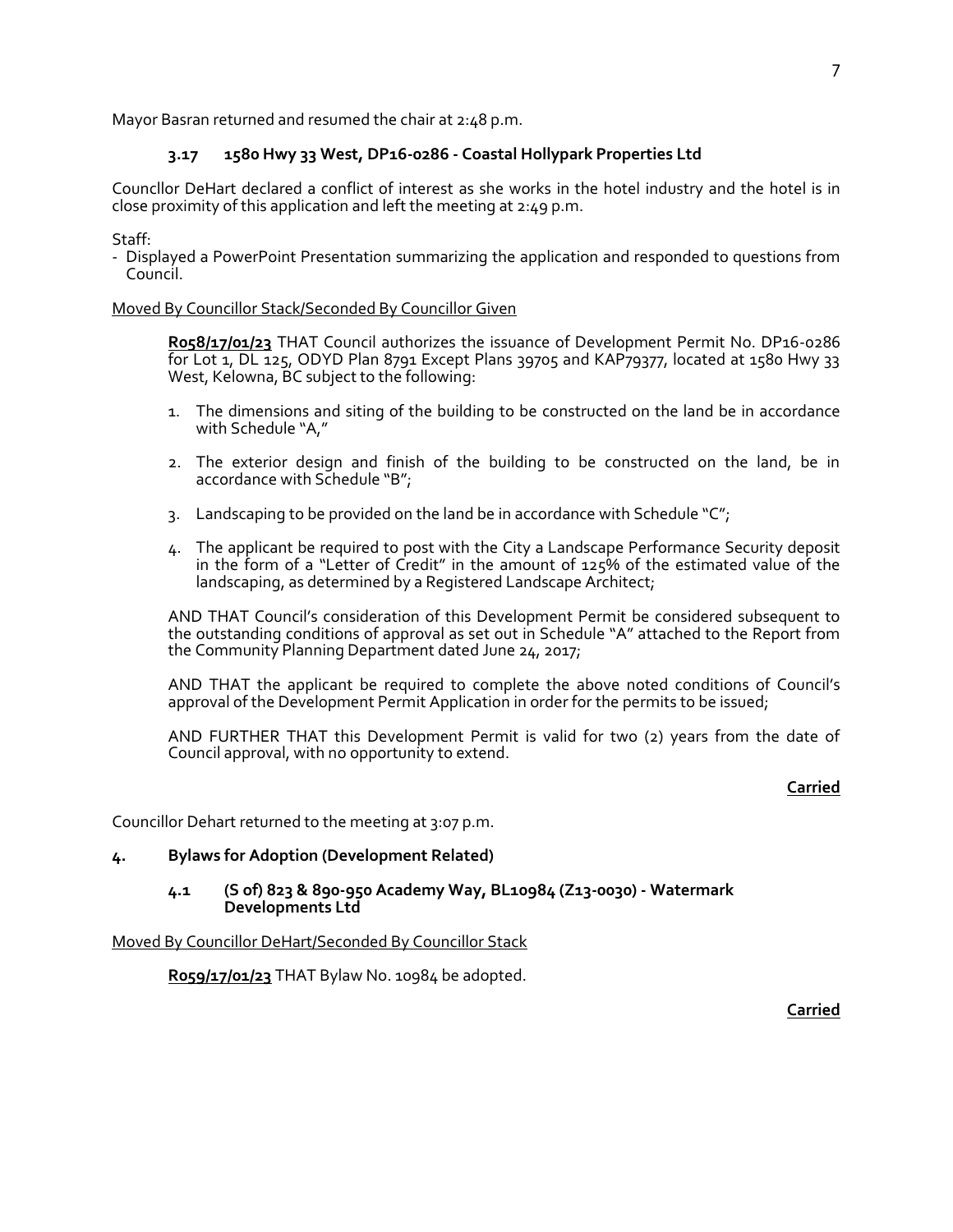Mayor Basran returned and resumed the chair at 2:48 p.m.

### 3.17 1580 Hwy 33 West, DP16-0286 - Coastal Hollypark Properties Ltd

Councllor DeHart declared a conflict of interest as she works in the hotel industry and the hotel is in close proximity of this application and left the meeting at 2:49 p.m.

Staff:
- Displayed a PowerPoint Presentation summarizing the application and responded to questions from Council.

Moved By Councillor Stack/Seconded By Councillor Given

**R058/17/01/23** THAT Council authorizes the issuance of Development Permit No. DP16-0286 for Lot 1, DL 125, ODYD Plan 8791 Except Plans 39705 and KAP79377, located at 1580 Hwy 33 West, Kelowna, BC subject to the following:

1. The dimensions and siting of the building to be constructed on the land be in accordance with Schedule "A,"
2. The exterior design and finish of the building to be constructed on the land, be in accordance with Schedule "B";
3. Landscaping to be provided on the land be in accordance with Schedule "C";
4. The applicant be required to post with the City a Landscape Performance Security deposit in the form of a "Letter of Credit" in the amount of 125% of the estimated value of the landscaping, as determined by a Registered Landscape Architect;

AND THAT Council's consideration of this Development Permit be considered subsequent to the outstanding conditions of approval as set out in Schedule "A" attached to the Report from the Community Planning Department dated June 24, 2017;

AND THAT the applicant be required to complete the above noted conditions of Council's approval of the Development Permit Application in order for the permits to be issued;

AND FURTHER THAT this Development Permit is valid for two (2) years from the date of Council approval, with no opportunity to extend.

**Carried**

Councillor Dehart returned to the meeting at 3:07 p.m.

## 4. Bylaws for Adoption (Development Related)

### 4.1 (S of) 823 & 890-950 Academy Way, BL10984 (Z13-0030) - Watermark Developments Ltd

Moved By Councillor DeHart/Seconded By Councillor Stack

**R059/17/01/23** THAT Bylaw No. 10984 be adopted.

**Carried**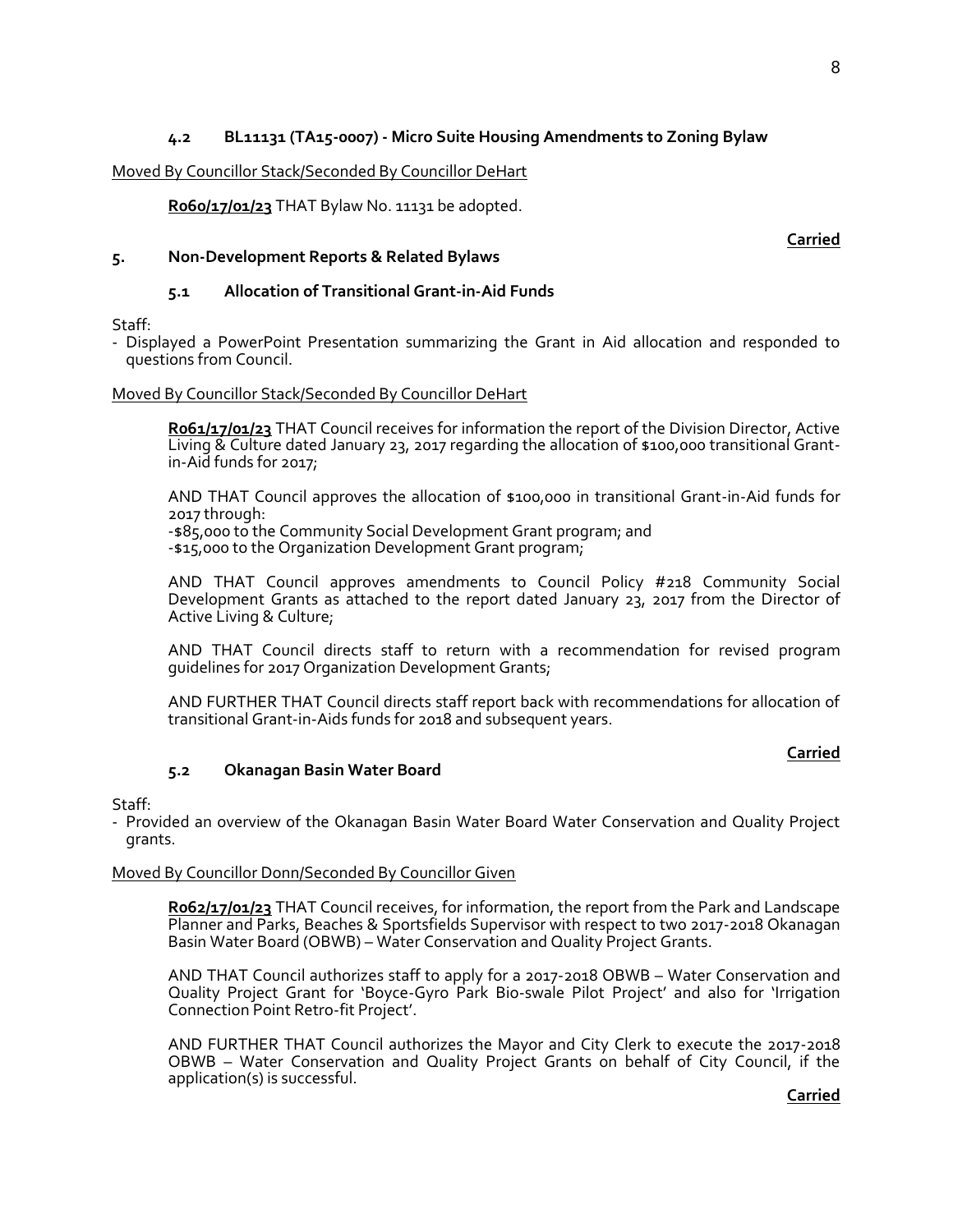### 4.2 BL11131 (TA15-0007) - Micro Suite Housing Amendments to Zoning Bylaw

Moved By Councillor Stack/Seconded By Councillor DeHart

**R060/17/01/23** THAT Bylaw No. 11131 be adopted.

**Carried**

## 5. Non-Development Reports & Related Bylaws

### 5.1 Allocation of Transitional Grant-in-Aid Funds

Staff:
- Displayed a PowerPoint Presentation summarizing the Grant in Aid allocation and responded to questions from Council.

Moved By Councillor Stack/Seconded By Councillor DeHart

**R061/17/01/23** THAT Council receives for information the report of the Division Director, Active Living & Culture dated January 23, 2017 regarding the allocation of $100,000 transitional Grant-in-Aid funds for 2017;

AND THAT Council approves the allocation of $100,000 in transitional Grant-in-Aid funds for 2017 through:
-$85,000 to the Community Social Development Grant program; and
-$15,000 to the Organization Development Grant program;

AND THAT Council approves amendments to Council Policy #218 Community Social Development Grants as attached to the report dated January 23, 2017 from the Director of Active Living & Culture;

AND THAT Council directs staff to return with a recommendation for revised program guidelines for 2017 Organization Development Grants;

AND FURTHER THAT Council directs staff report back with recommendations for allocation of transitional Grant-in-Aids funds for 2018 and subsequent years.

**Carried**

### 5.2 Okanagan Basin Water Board

Staff:
- Provided an overview of the Okanagan Basin Water Board Water Conservation and Quality Project grants.

Moved By Councillor Donn/Seconded By Councillor Given

**R062/17/01/23** THAT Council receives, for information, the report from the Park and Landscape Planner and Parks, Beaches & Sportsfields Supervisor with respect to two 2017-2018 Okanagan Basin Water Board (OBWB) – Water Conservation and Quality Project Grants.

AND THAT Council authorizes staff to apply for a 2017-2018 OBWB – Water Conservation and Quality Project Grant for 'Boyce-Gyro Park Bio-swale Pilot Project' and also for 'Irrigation Connection Point Retro-fit Project'.

AND FURTHER THAT Council authorizes the Mayor and City Clerk to execute the 2017-2018 OBWB – Water Conservation and Quality Project Grants on behalf of City Council, if the application(s) is successful.

**Carried**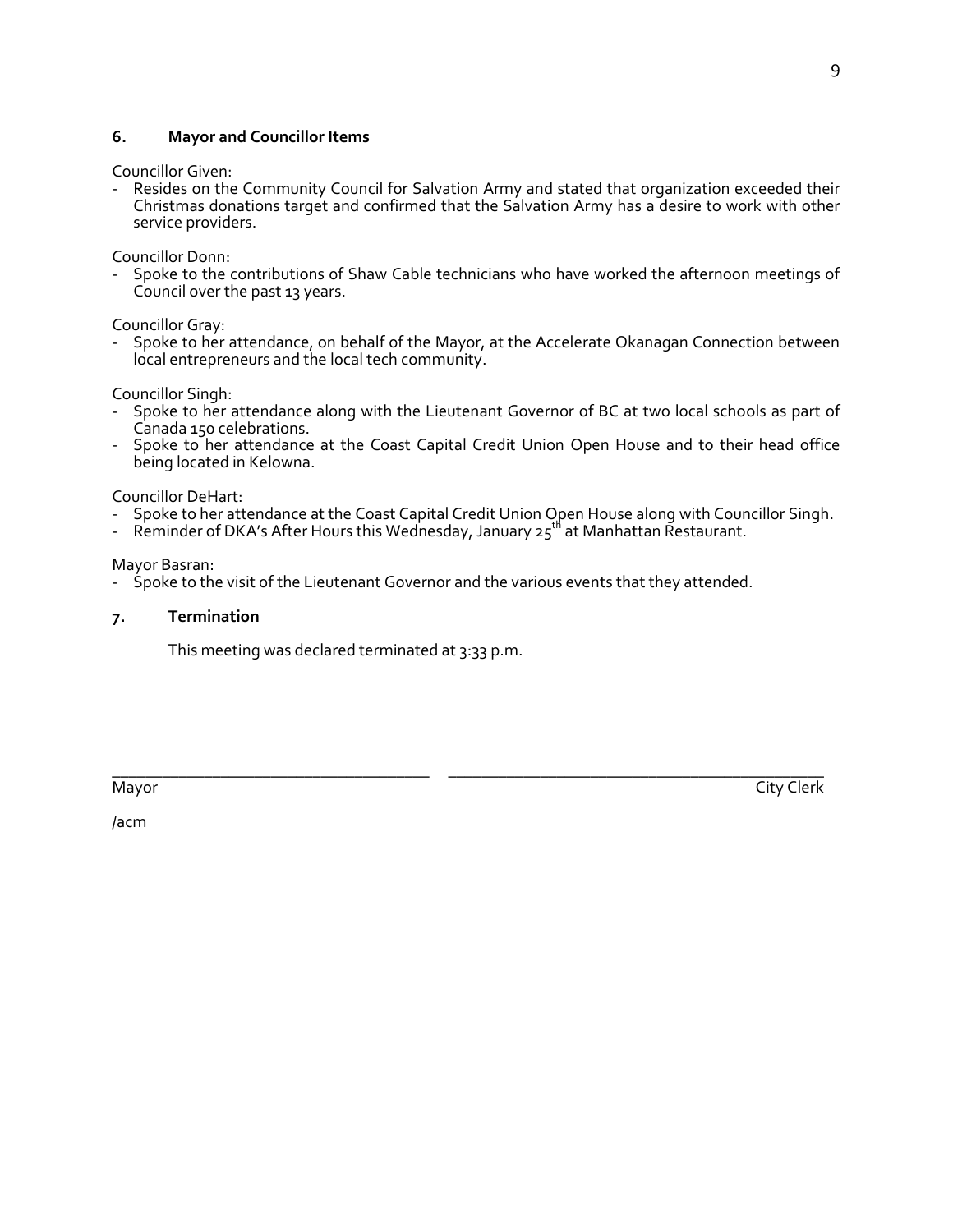## 6. Mayor and Councillor Items

Councillor Given:

- Resides on the Community Council for Salvation Army and stated that organization exceeded their Christmas donations target and confirmed that the Salvation Army has a desire to work with other service providers.

Councillor Donn:

- Spoke to the contributions of Shaw Cable technicians who have worked the afternoon meetings of Council over the past 13 years.

Councillor Gray:

- Spoke to her attendance, on behalf of the Mayor, at the Accelerate Okanagan Connection between local entrepreneurs and the local tech community.

Councillor Singh:

- Spoke to her attendance along with the Lieutenant Governor of BC at two local schools as part of Canada 150 celebrations.
- Spoke to her attendance at the Coast Capital Credit Union Open House and to their head office being located in Kelowna.

Councillor DeHart:

- Spoke to her attendance at the Coast Capital Credit Union Open House along with Councillor Singh.
- Reminder of DKA's After Hours this Wednesday, January 25th at Manhattan Restaurant.

Mayor Basran:

- Spoke to the visit of the Lieutenant Governor and the various events that they attended.

## 7. Termination

This meeting was declared terminated at 3:33 p.m.

\_\_\_\_\_\_\_\_\_\_\_\_\_\_\_\_\_\_\_\_\_\_\_\_\_\_\_\_\_\_ \_\_\_\_\_\_\_\_\_\_\_\_\_\_\_\_\_\_\_\_\_\_\_\_\_\_\_\_\_\_

Mayor City Clerk

/acm